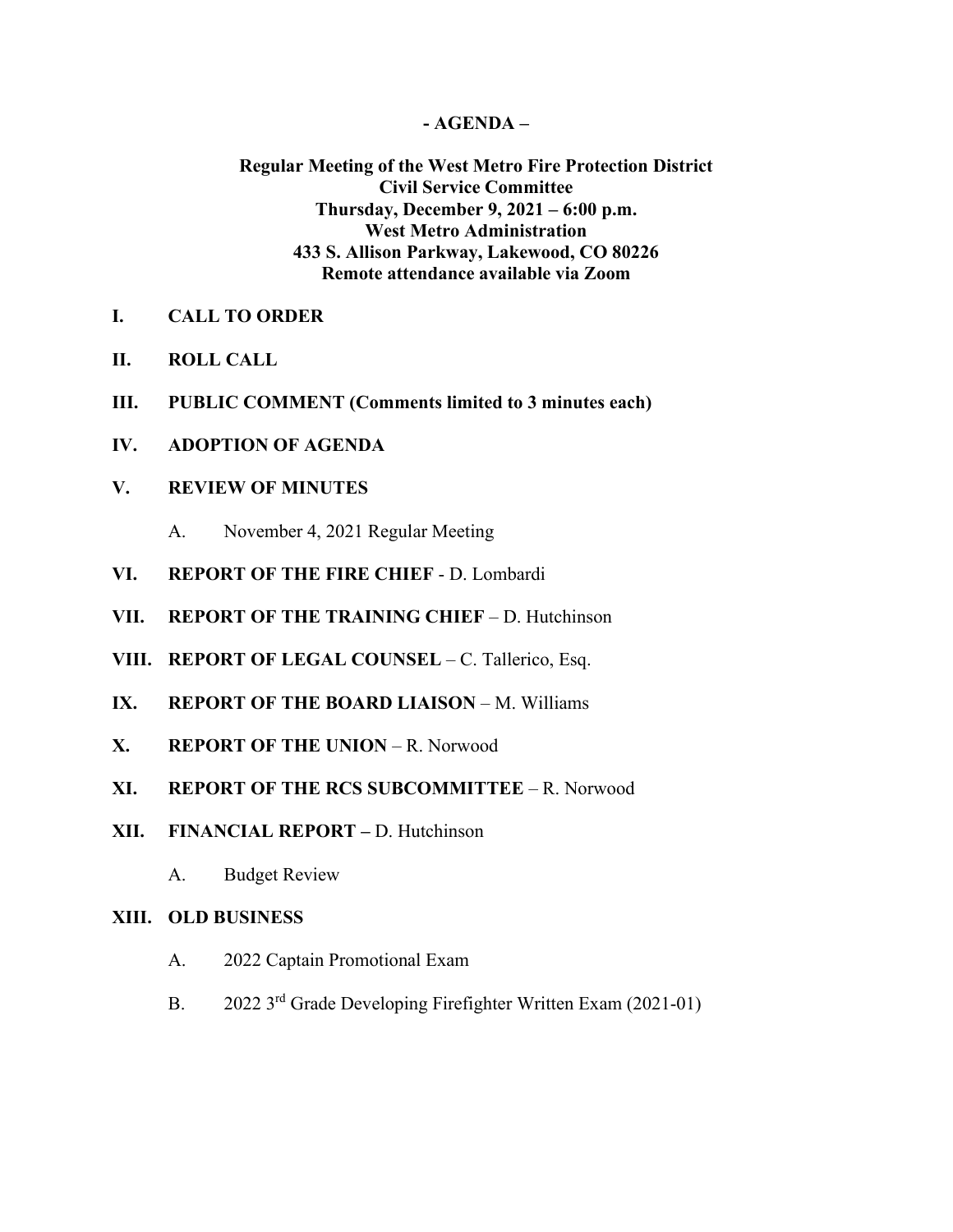# - AGENDA –

**Regular Meeting of the West Metro Fire Protection District**
**Civil Service Committee**
**Thursday, December 9, 2021 – 6:00 p.m.**
**West Metro Administration**
**433 S. Allison Parkway, Lakewood, CO 80226**
**Remote attendance available via Zoom**

**I. CALL TO ORDER**

**II. ROLL CALL**

**III. PUBLIC COMMENT (Comments limited to 3 minutes each)**

**IV. ADOPTION OF AGENDA**

**V. REVIEW OF MINUTES**

A. November 4, 2021 Regular Meeting

**VI. REPORT OF THE FIRE CHIEF** - D. Lombardi

**VII. REPORT OF THE TRAINING CHIEF** – D. Hutchinson

**VIII. REPORT OF LEGAL COUNSEL** – C. Tallerico, Esq.

**IX. REPORT OF THE BOARD LIAISON** – M. Williams

**X. REPORT OF THE UNION** – R. Norwood

**XI. REPORT OF THE RCS SUBCOMMITTEE** – R. Norwood

**XII. FINANCIAL REPORT –** D. Hutchinson

A. Budget Review

**XIII. OLD BUSINESS**

A. 2022 Captain Promotional Exam

B. 2022 3rd Grade Developing Firefighter Written Exam (2021-01)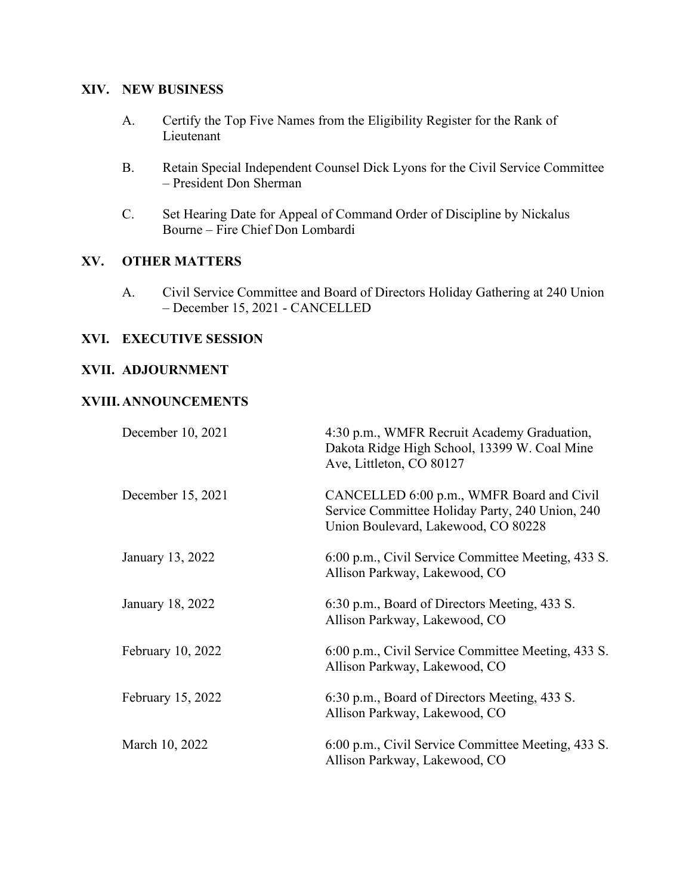## XIV. NEW BUSINESS

A. Certify the Top Five Names from the Eligibility Register for the Rank of Lieutenant

B. Retain Special Independent Counsel Dick Lyons for the Civil Service Committee – President Don Sherman

C. Set Hearing Date for Appeal of Command Order of Discipline by Nickalus Bourne – Fire Chief Don Lombardi

## XV. OTHER MATTERS

A. Civil Service Committee and Board of Directors Holiday Gathering at 240 Union – December 15, 2021 - CANCELLED

## XVI. EXECUTIVE SESSION

## XVII. ADJOURNMENT

## XVIII. ANNOUNCEMENTS

| | |
|---|---|
| December 10, 2021 | 4:30 p.m., WMFR Recruit Academy Graduation, Dakota Ridge High School, 13399 W. Coal Mine Ave, Littleton, CO 80127 |
| December 15, 2021 | CANCELLED 6:00 p.m., WMFR Board and Civil Service Committee Holiday Party, 240 Union, 240 Union Boulevard, Lakewood, CO 80228 |
| January 13, 2022 | 6:00 p.m., Civil Service Committee Meeting, 433 S. Allison Parkway, Lakewood, CO |
| January 18, 2022 | 6:30 p.m., Board of Directors Meeting, 433 S. Allison Parkway, Lakewood, CO |
| February 10, 2022 | 6:00 p.m., Civil Service Committee Meeting, 433 S. Allison Parkway, Lakewood, CO |
| February 15, 2022 | 6:30 p.m., Board of Directors Meeting, 433 S. Allison Parkway, Lakewood, CO |
| March 10, 2022 | 6:00 p.m., Civil Service Committee Meeting, 433 S. Allison Parkway, Lakewood, CO |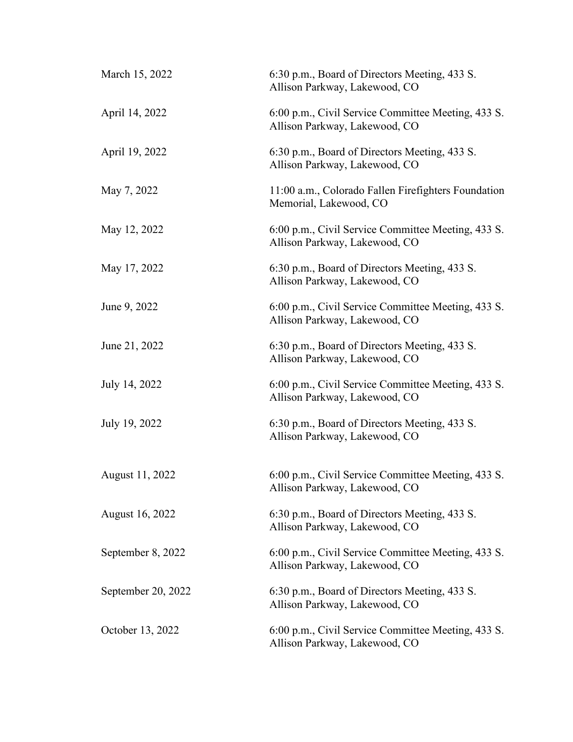| | |
|---|---|
| March 15, 2022 | 6:30 p.m., Board of Directors Meeting, 433 S. Allison Parkway, Lakewood, CO |
| April 14, 2022 | 6:00 p.m., Civil Service Committee Meeting, 433 S. Allison Parkway, Lakewood, CO |
| April 19, 2022 | 6:30 p.m., Board of Directors Meeting, 433 S. Allison Parkway, Lakewood, CO |
| May 7, 2022 | 11:00 a.m., Colorado Fallen Firefighters Foundation Memorial, Lakewood, CO |
| May 12, 2022 | 6:00 p.m., Civil Service Committee Meeting, 433 S. Allison Parkway, Lakewood, CO |
| May 17, 2022 | 6:30 p.m., Board of Directors Meeting, 433 S. Allison Parkway, Lakewood, CO |
| June 9, 2022 | 6:00 p.m., Civil Service Committee Meeting, 433 S. Allison Parkway, Lakewood, CO |
| June 21, 2022 | 6:30 p.m., Board of Directors Meeting, 433 S. Allison Parkway, Lakewood, CO |
| July 14, 2022 | 6:00 p.m., Civil Service Committee Meeting, 433 S. Allison Parkway, Lakewood, CO |
| July 19, 2022 | 6:30 p.m., Board of Directors Meeting, 433 S. Allison Parkway, Lakewood, CO |
| August 11, 2022 | 6:00 p.m., Civil Service Committee Meeting, 433 S. Allison Parkway, Lakewood, CO |
| August 16, 2022 | 6:30 p.m., Board of Directors Meeting, 433 S. Allison Parkway, Lakewood, CO |
| September 8, 2022 | 6:00 p.m., Civil Service Committee Meeting, 433 S. Allison Parkway, Lakewood, CO |
| September 20, 2022 | 6:30 p.m., Board of Directors Meeting, 433 S. Allison Parkway, Lakewood, CO |
| October 13, 2022 | 6:00 p.m., Civil Service Committee Meeting, 433 S. Allison Parkway, Lakewood, CO |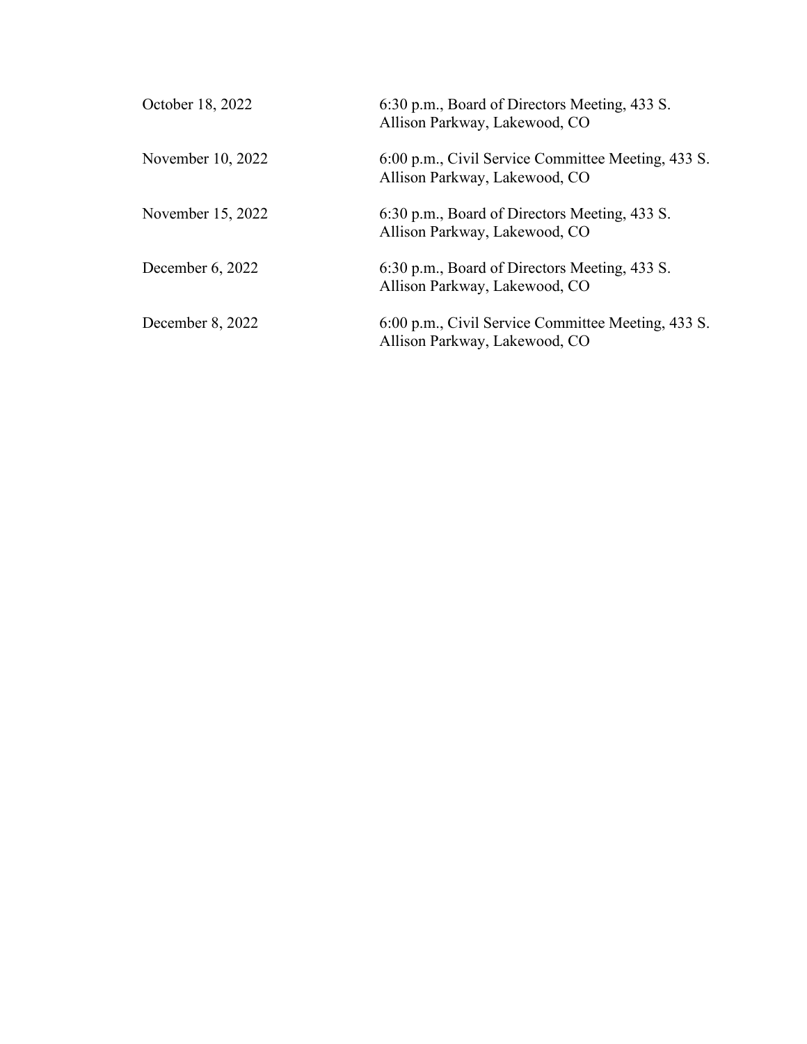| | |
|---|---|
| October 18, 2022 | 6:30 p.m., Board of Directors Meeting, 433 S. Allison Parkway, Lakewood, CO |
| November 10, 2022 | 6:00 p.m., Civil Service Committee Meeting, 433 S. Allison Parkway, Lakewood, CO |
| November 15, 2022 | 6:30 p.m., Board of Directors Meeting, 433 S. Allison Parkway, Lakewood, CO |
| December 6, 2022 | 6:30 p.m., Board of Directors Meeting, 433 S. Allison Parkway, Lakewood, CO |
| December 8, 2022 | 6:00 p.m., Civil Service Committee Meeting, 433 S. Allison Parkway, Lakewood, CO |